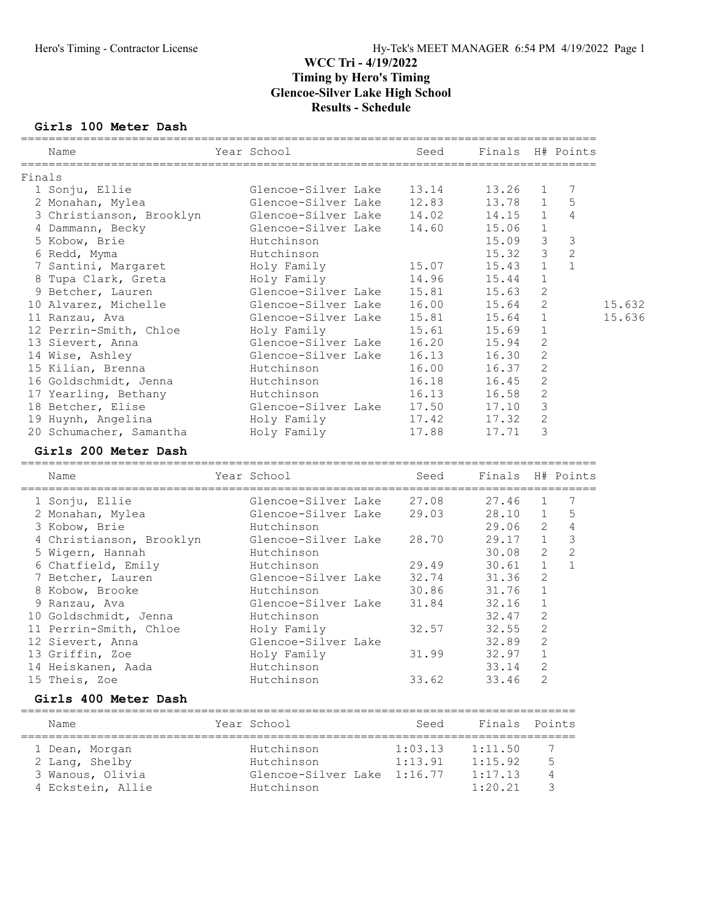# WCC Tri - 4/19/2022

**Timing by Hero's Timing**

**Glencoe-Silver Lake High School**

**Results - Schedule**

### Girls 100 Meter Dash

Finals

| | Name | Year | School | Seed | Finals | H# | Points | |
|---|---|---|---|---|---|---|---|---|
| 1 | Sonju, Ellie | | Glencoe-Silver Lake | 13.14 | 13.26 | 1 | 7 | |
| 2 | Monahan, Mylea | | Glencoe-Silver Lake | 12.83 | 13.78 | 1 | 5 | |
| 3 | Christianson, Brooklyn | | Glencoe-Silver Lake | 14.02 | 14.15 | 1 | 4 | |
| 4 | Dammann, Becky | | Glencoe-Silver Lake | 14.60 | 15.06 | 1 | | |
| 5 | Kobow, Brie | | Hutchinson | | 15.09 | 3 | 3 | |
| 6 | Redd, Myma | | Hutchinson | | 15.32 | 3 | 2 | |
| 7 | Santini, Margaret | | Holy Family | 15.07 | 15.43 | 1 | 1 | |
| 8 | Tupa Clark, Greta | | Holy Family | 14.96 | 15.44 | 1 | | |
| 9 | Betcher, Lauren | | Glencoe-Silver Lake | 15.81 | 15.63 | 2 | | |
| 10 | Alvarez, Michelle | | Glencoe-Silver Lake | 16.00 | 15.64 | 2 | | 15.632 |
| 11 | Ranzau, Ava | | Glencoe-Silver Lake | 15.81 | 15.64 | 1 | | 15.636 |
| 12 | Perrin-Smith, Chloe | | Holy Family | 15.61 | 15.69 | 1 | | |
| 13 | Sievert, Anna | | Glencoe-Silver Lake | 16.20 | 15.94 | 2 | | |
| 14 | Wise, Ashley | | Glencoe-Silver Lake | 16.13 | 16.30 | 2 | | |
| 15 | Kilian, Brenna | | Hutchinson | 16.00 | 16.37 | 2 | | |
| 16 | Goldschmidt, Jenna | | Hutchinson | 16.18 | 16.45 | 2 | | |
| 17 | Yearling, Bethany | | Hutchinson | 16.13 | 16.58 | 2 | | |
| 18 | Betcher, Elise | | Glencoe-Silver Lake | 17.50 | 17.10 | 3 | | |
| 19 | Huynh, Angelina | | Holy Family | 17.42 | 17.32 | 2 | | |
| 20 | Schumacher, Samantha | | Holy Family | 17.88 | 17.71 | 3 | | |

### Girls 200 Meter Dash

| | Name | Year | School | Seed | Finals | H# | Points |
|---|---|---|---|---|---|---|---|
| 1 | Sonju, Ellie | | Glencoe-Silver Lake | 27.08 | 27.46 | 1 | 7 |
| 2 | Monahan, Mylea | | Glencoe-Silver Lake | 29.03 | 28.10 | 1 | 5 |
| 3 | Kobow, Brie | | Hutchinson | | 29.06 | 2 | 4 |
| 4 | Christianson, Brooklyn | | Glencoe-Silver Lake | 28.70 | 29.17 | 1 | 3 |
| 5 | Wigern, Hannah | | Hutchinson | | 30.08 | 2 | 2 |
| 6 | Chatfield, Emily | | Hutchinson | 29.49 | 30.61 | 1 | 1 |
| 7 | Betcher, Lauren | | Glencoe-Silver Lake | 32.74 | 31.36 | 2 | |
| 8 | Kobow, Brooke | | Hutchinson | 30.86 | 31.76 | 1 | |
| 9 | Ranzau, Ava | | Glencoe-Silver Lake | 31.84 | 32.16 | 1 | |
| 10 | Goldschmidt, Jenna | | Hutchinson | | 32.47 | 2 | |
| 11 | Perrin-Smith, Chloe | | Holy Family | 32.57 | 32.55 | 2 | |
| 12 | Sievert, Anna | | Glencoe-Silver Lake | | 32.89 | 2 | |
| 13 | Griffin, Zoe | | Holy Family | 31.99 | 32.97 | 1 | |
| 14 | Heiskanen, Aada | | Hutchinson | | 33.14 | 2 | |
| 15 | Theis, Zoe | | Hutchinson | 33.62 | 33.46 | 2 | |

### Girls 400 Meter Dash

| | Name | Year | School | Seed | Finals | Points |
|---|---|---|---|---|---|---|
| 1 | Dean, Morgan | | Hutchinson | 1:03.13 | 1:11.50 | 7 |
| 2 | Lang, Shelby | | Hutchinson | 1:13.91 | 1:15.92 | 5 |
| 3 | Wanous, Olivia | | Glencoe-Silver Lake | 1:16.77 | 1:17.13 | 4 |
| 4 | Eckstein, Allie | | Hutchinson | | 1:20.21 | 3 |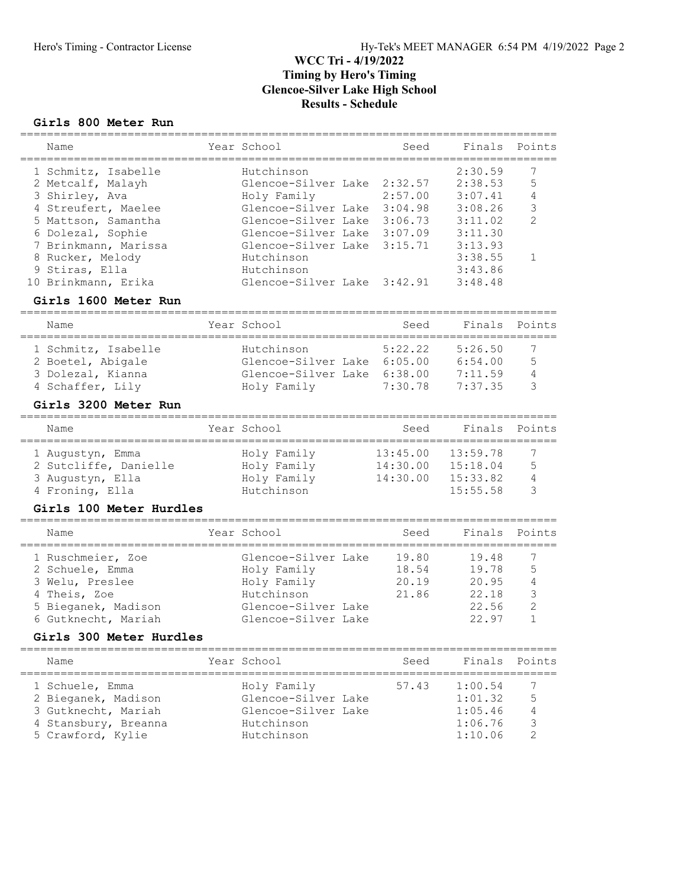# WCC Tri - 4/19/2022
## Timing by Hero's Timing
## Glencoe-Silver Lake High School
## Results - Schedule

### Girls 800 Meter Run

| | Name | Year | School | Seed | Finals | Points |
|---|---|---|---|---|---|---|
| 1 | Schmitz, Isabelle | | Hutchinson | | 2:30.59 | 7 |
| 2 | Metcalf, Malayh | | Glencoe-Silver Lake | 2:32.57 | 2:38.53 | 5 |
| 3 | Shirley, Ava | | Holy Family | 2:57.00 | 3:07.41 | 4 |
| 4 | Streufert, Maelee | | Glencoe-Silver Lake | 3:04.98 | 3:08.26 | 3 |
| 5 | Mattson, Samantha | | Glencoe-Silver Lake | 3:06.73 | 3:11.02 | 2 |
| 6 | Dolezal, Sophie | | Glencoe-Silver Lake | 3:07.09 | 3:11.30 | |
| 7 | Brinkmann, Marissa | | Glencoe-Silver Lake | 3:15.71 | 3:13.93 | |
| 8 | Rucker, Melody | | Hutchinson | | 3:38.55 | 1 |
| 9 | Stiras, Ella | | Hutchinson | | 3:43.86 | |
| 10 | Brinkmann, Erika | | Glencoe-Silver Lake | 3:42.91 | 3:48.48 | |

### Girls 1600 Meter Run

| | Name | Year | School | Seed | Finals | Points |
|---|---|---|---|---|---|---|
| 1 | Schmitz, Isabelle | | Hutchinson | 5:22.22 | 5:26.50 | 7 |
| 2 | Boetel, Abigale | | Glencoe-Silver Lake | 6:05.00 | 6:54.00 | 5 |
| 3 | Dolezal, Kianna | | Glencoe-Silver Lake | 6:38.00 | 7:11.59 | 4 |
| 4 | Schaffer, Lily | | Holy Family | 7:30.78 | 7:37.35 | 3 |

### Girls 3200 Meter Run

| | Name | Year | School | Seed | Finals | Points |
|---|---|---|---|---|---|---|
| 1 | Augustyn, Emma | | Holy Family | 13:45.00 | 13:59.78 | 7 |
| 2 | Sutcliffe, Danielle | | Holy Family | 14:30.00 | 15:18.04 | 5 |
| 3 | Augustyn, Ella | | Holy Family | 14:30.00 | 15:33.82 | 4 |
| 4 | Froning, Ella | | Hutchinson | | 15:55.58 | 3 |

### Girls 100 Meter Hurdles

| | Name | Year | School | Seed | Finals | Points |
|---|---|---|---|---|---|---|
| 1 | Ruschmeier, Zoe | | Glencoe-Silver Lake | 19.80 | 19.48 | 7 |
| 2 | Schuele, Emma | | Holy Family | 18.54 | 19.78 | 5 |
| 3 | Welu, Preslee | | Holy Family | 20.19 | 20.95 | 4 |
| 4 | Theis, Zoe | | Hutchinson | 21.86 | 22.18 | 3 |
| 5 | Bieganek, Madison | | Glencoe-Silver Lake | | 22.56 | 2 |
| 6 | Gutknecht, Mariah | | Glencoe-Silver Lake | | 22.97 | 1 |

### Girls 300 Meter Hurdles

| | Name | Year | School | Seed | Finals | Points |
|---|---|---|---|---|---|---|
| 1 | Schuele, Emma | | Holy Family | 57.43 | 1:00.54 | 7 |
| 2 | Bieganek, Madison | | Glencoe-Silver Lake | | 1:01.32 | 5 |
| 3 | Gutknecht, Mariah | | Glencoe-Silver Lake | | 1:05.46 | 4 |
| 4 | Stansbury, Breanna | | Hutchinson | | 1:06.76 | 3 |
| 5 | Crawford, Kylie | | Hutchinson | | 1:10.06 | 2 |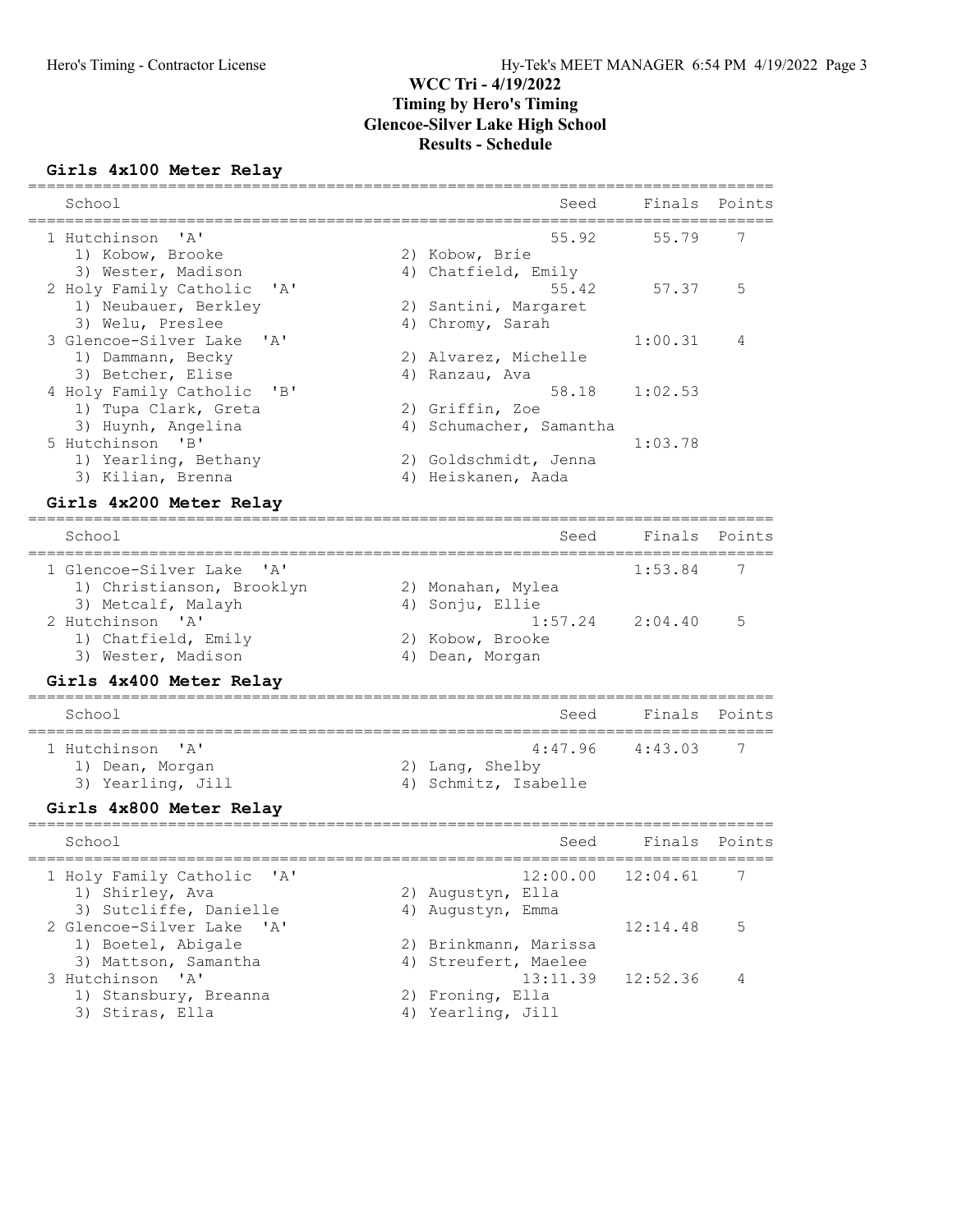# WCC Tri - 4/19/2022
## Timing by Hero's Timing
## Glencoe-Silver Lake High School
## Results - Schedule

### Girls 4x100 Meter Relay

| Place | School | Seed | Finals | Points |
|---|---|---|---|---|
| 1 | Hutchinson 'A' | 55.92 | 55.79 | 7 |
| | 1) Kobow, Brooke; 2) Kobow, Brie; 3) Wester, Madison; 4) Chatfield, Emily | | | |
| 2 | Holy Family Catholic 'A' | 55.42 | 57.37 | 5 |
| | 1) Neubauer, Berkley; 2) Santini, Margaret; 3) Welu, Preslee; 4) Chromy, Sarah | | | |
| 3 | Glencoe-Silver Lake 'A' | | 1:00.31 | 4 |
| | 1) Dammann, Becky; 2) Alvarez, Michelle; 3) Betcher, Elise; 4) Ranzau, Ava | | | |
| 4 | Holy Family Catholic 'B' | 58.18 | 1:02.53 | |
| | 1) Tupa Clark, Greta; 2) Griffin, Zoe; 3) Huynh, Angelina; 4) Schumacher, Samantha | | | |
| 5 | Hutchinson 'B' | | 1:03.78 | |
| | 1) Yearling, Bethany; 2) Goldschmidt, Jenna; 3) Kilian, Brenna; 4) Heiskanen, Aada | | | |

### Girls 4x200 Meter Relay

| Place | School | Seed | Finals | Points |
|---|---|---|---|---|
| 1 | Glencoe-Silver Lake 'A' | | 1:53.84 | 7 |
| | 1) Christianson, Brooklyn; 2) Monahan, Mylea; 3) Metcalf, Malayh; 4) Sonju, Ellie | | | |
| 2 | Hutchinson 'A' | 1:57.24 | 2:04.40 | 5 |
| | 1) Chatfield, Emily; 2) Kobow, Brooke; 3) Wester, Madison; 4) Dean, Morgan | | | |

### Girls 4x400 Meter Relay

| Place | School | Seed | Finals | Points |
|---|---|---|---|---|
| 1 | Hutchinson 'A' | 4:47.96 | 4:43.03 | 7 |
| | 1) Dean, Morgan; 2) Lang, Shelby; 3) Yearling, Jill; 4) Schmitz, Isabelle | | | |

### Girls 4x800 Meter Relay

| Place | School | Seed | Finals | Points |
|---|---|---|---|---|
| 1 | Holy Family Catholic 'A' | 12:00.00 | 12:04.61 | 7 |
| | 1) Shirley, Ava; 2) Augustyn, Ella; 3) Sutcliffe, Danielle; 4) Augustyn, Emma | | | |
| 2 | Glencoe-Silver Lake 'A' | | 12:14.48 | 5 |
| | 1) Boetel, Abigale; 2) Brinkmann, Marissa; 3) Mattson, Samantha; 4) Streufert, Maelee | | | |
| 3 | Hutchinson 'A' | 13:11.39 | 12:52.36 | 4 |
| | 1) Stansbury, Breanna; 2) Froning, Ella; 3) Stiras, Ella; 4) Yearling, Jill | | | |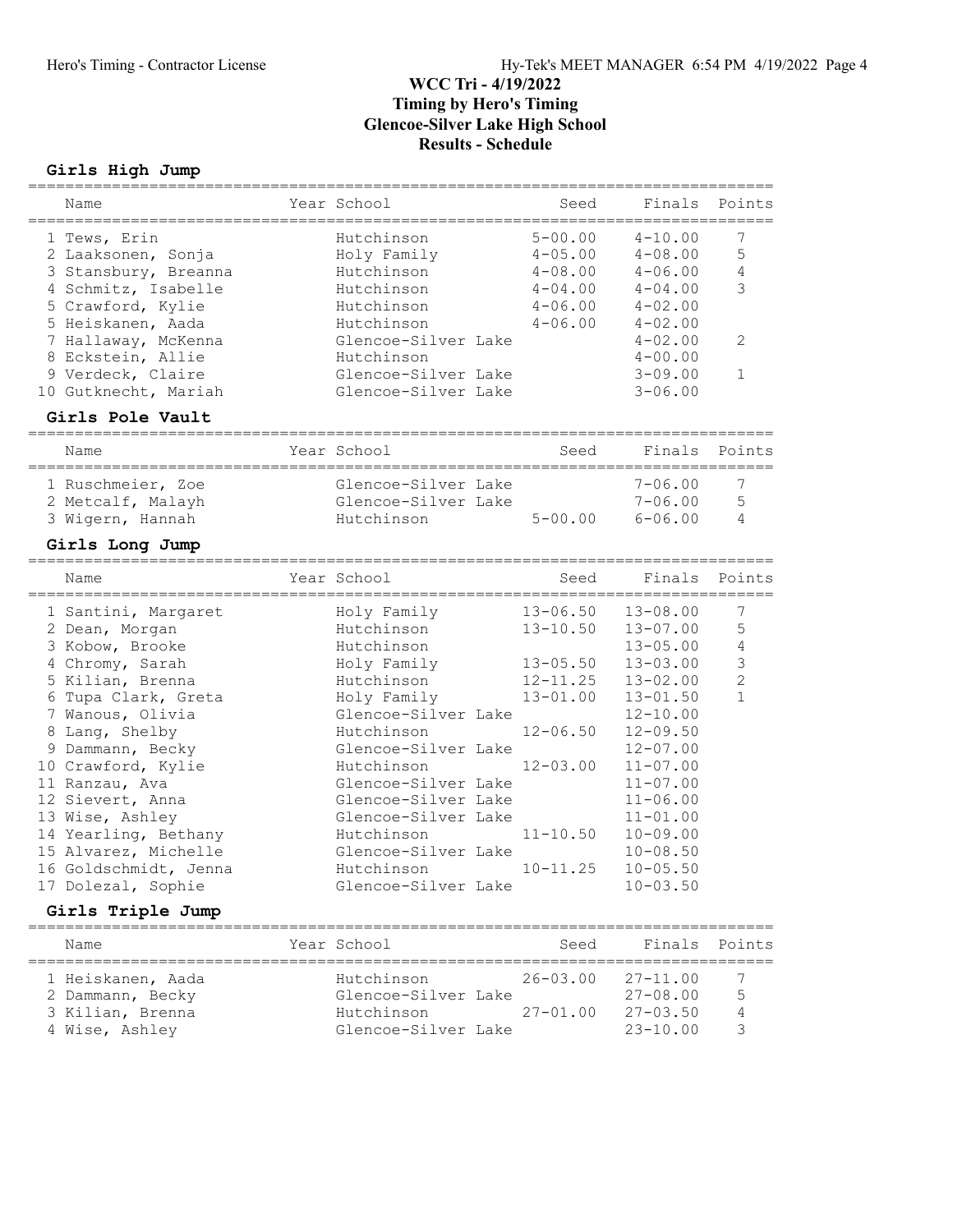# WCC Tri - 4/19/2022
## Timing by Hero's Timing
## Glencoe-Silver Lake High School
## Results - Schedule

### Girls High Jump

| | Name | Year | School | Seed | Finals | Points |
|---|---|---|---|---|---|---|
| 1 | Tews, Erin | | Hutchinson | 5-00.00 | 4-10.00 | 7 |
| 2 | Laaksonen, Sonja | | Holy Family | 4-05.00 | 4-08.00 | 5 |
| 3 | Stansbury, Breanna | | Hutchinson | 4-08.00 | 4-06.00 | 4 |
| 4 | Schmitz, Isabelle | | Hutchinson | 4-04.00 | 4-04.00 | 3 |
| 5 | Crawford, Kylie | | Hutchinson | 4-06.00 | 4-02.00 | |
| 5 | Heiskanen, Aada | | Hutchinson | 4-06.00 | 4-02.00 | |
| 7 | Hallaway, McKenna | | Glencoe-Silver Lake | | 4-02.00 | 2 |
| 8 | Eckstein, Allie | | Hutchinson | | 4-00.00 | |
| 9 | Verdeck, Claire | | Glencoe-Silver Lake | | 3-09.00 | 1 |
| 10 | Gutknecht, Mariah | | Glencoe-Silver Lake | | 3-06.00 | |

### Girls Pole Vault

| | Name | Year | School | Seed | Finals | Points |
|---|---|---|---|---|---|---|
| 1 | Ruschmeier, Zoe | | Glencoe-Silver Lake | | 7-06.00 | 7 |
| 2 | Metcalf, Malayh | | Glencoe-Silver Lake | | 7-06.00 | 5 |
| 3 | Wigern, Hannah | | Hutchinson | 5-00.00 | 6-06.00 | 4 |

### Girls Long Jump

| | Name | Year | School | Seed | Finals | Points |
|---|---|---|---|---|---|---|
| 1 | Santini, Margaret | | Holy Family | 13-06.50 | 13-08.00 | 7 |
| 2 | Dean, Morgan | | Hutchinson | 13-10.50 | 13-07.00 | 5 |
| 3 | Kobow, Brooke | | Hutchinson | | 13-05.00 | 4 |
| 4 | Chromy, Sarah | | Holy Family | 13-05.50 | 13-03.00 | 3 |
| 5 | Kilian, Brenna | | Hutchinson | 12-11.25 | 13-02.00 | 2 |
| 6 | Tupa Clark, Greta | | Holy Family | 13-01.00 | 13-01.50 | 1 |
| 7 | Wanous, Olivia | | Glencoe-Silver Lake | | 12-10.00 | |
| 8 | Lang, Shelby | | Hutchinson | 12-06.50 | 12-09.50 | |
| 9 | Dammann, Becky | | Glencoe-Silver Lake | | 12-07.00 | |
| 10 | Crawford, Kylie | | Hutchinson | 12-03.00 | 11-07.00 | |
| 11 | Ranzau, Ava | | Glencoe-Silver Lake | | 11-07.00 | |
| 12 | Sievert, Anna | | Glencoe-Silver Lake | | 11-06.00 | |
| 13 | Wise, Ashley | | Glencoe-Silver Lake | | 11-01.00 | |
| 14 | Yearling, Bethany | | Hutchinson | 11-10.50 | 10-09.00 | |
| 15 | Alvarez, Michelle | | Glencoe-Silver Lake | | 10-08.50 | |
| 16 | Goldschmidt, Jenna | | Hutchinson | 10-11.25 | 10-05.50 | |
| 17 | Dolezal, Sophie | | Glencoe-Silver Lake | | 10-03.50 | |

### Girls Triple Jump

| | Name | Year | School | Seed | Finals | Points |
|---|---|---|---|---|---|---|
| 1 | Heiskanen, Aada | | Hutchinson | 26-03.00 | 27-11.00 | 7 |
| 2 | Dammann, Becky | | Glencoe-Silver Lake | | 27-08.00 | 5 |
| 3 | Kilian, Brenna | | Hutchinson | 27-01.00 | 27-03.50 | 4 |
| 4 | Wise, Ashley | | Glencoe-Silver Lake | | 23-10.00 | 3 |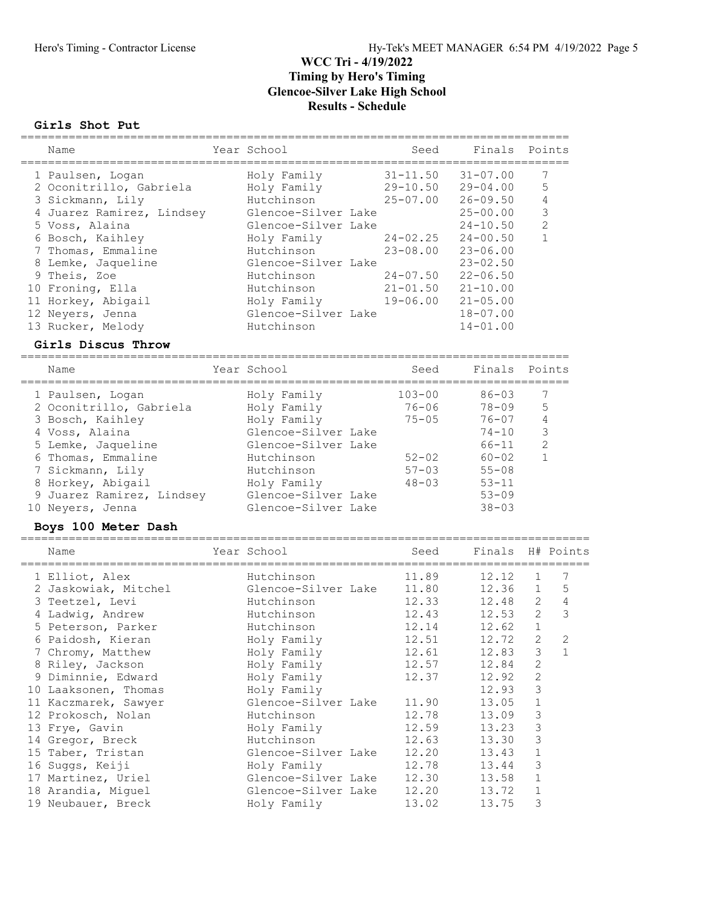# WCC Tri - 4/19/2022
## Timing by Hero's Timing
## Glencoe-Silver Lake High School
## Results - Schedule

### Girls Shot Put

| | Name | Year | School | Seed | Finals | Points |
|---|---|---|---|---|---|---|
| 1 | Paulsen, Logan | | Holy Family | 31-11.50 | 31-07.00 | 7 |
| 2 | Oconitrillo, Gabriela | | Holy Family | 29-10.50 | 29-04.00 | 5 |
| 3 | Sickmann, Lily | | Hutchinson | 25-07.00 | 26-09.50 | 4 |
| 4 | Juarez Ramirez, Lindsey | | Glencoe-Silver Lake | | 25-00.00 | 3 |
| 5 | Voss, Alaina | | Glencoe-Silver Lake | | 24-10.50 | 2 |
| 6 | Bosch, Kaihley | | Holy Family | 24-02.25 | 24-00.50 | 1 |
| 7 | Thomas, Emmaline | | Hutchinson | 23-08.00 | 23-06.00 | |
| 8 | Lemke, Jaqueline | | Glencoe-Silver Lake | | 23-02.50 | |
| 9 | Theis, Zoe | | Hutchinson | 24-07.50 | 22-06.50 | |
| 10 | Froning, Ella | | Hutchinson | 21-01.50 | 21-10.00 | |
| 11 | Horkey, Abigail | | Holy Family | 19-06.00 | 21-05.00 | |
| 12 | Neyers, Jenna | | Glencoe-Silver Lake | | 18-07.00 | |
| 13 | Rucker, Melody | | Hutchinson | | 14-01.00 | |

### Girls Discus Throw

| | Name | Year | School | Seed | Finals | Points |
|---|---|---|---|---|---|---|
| 1 | Paulsen, Logan | | Holy Family | 103-00 | 86-03 | 7 |
| 2 | Oconitrillo, Gabriela | | Holy Family | 76-06 | 78-09 | 5 |
| 3 | Bosch, Kaihley | | Holy Family | 75-05 | 76-07 | 4 |
| 4 | Voss, Alaina | | Glencoe-Silver Lake | | 74-10 | 3 |
| 5 | Lemke, Jaqueline | | Glencoe-Silver Lake | | 66-11 | 2 |
| 6 | Thomas, Emmaline | | Hutchinson | 52-02 | 60-02 | 1 |
| 7 | Sickmann, Lily | | Hutchinson | 57-03 | 55-08 | |
| 8 | Horkey, Abigail | | Holy Family | 48-03 | 53-11 | |
| 9 | Juarez Ramirez, Lindsey | | Glencoe-Silver Lake | | 53-09 | |
| 10 | Neyers, Jenna | | Glencoe-Silver Lake | | 38-03 | |

### Boys 100 Meter Dash

| | Name | Year | School | Seed | Finals | H# | Points |
|---|---|---|---|---|---|---|---|
| 1 | Elliot, Alex | | Hutchinson | 11.89 | 12.12 | 1 | 7 |
| 2 | Jaskowiak, Mitchel | | Glencoe-Silver Lake | 11.80 | 12.36 | 1 | 5 |
| 3 | Teetzel, Levi | | Hutchinson | 12.33 | 12.48 | 2 | 4 |
| 4 | Ladwig, Andrew | | Hutchinson | 12.43 | 12.53 | 2 | 3 |
| 5 | Peterson, Parker | | Hutchinson | 12.14 | 12.62 | 1 | |
| 6 | Paidosh, Kieran | | Holy Family | 12.51 | 12.72 | 2 | 2 |
| 7 | Chromy, Matthew | | Holy Family | 12.61 | 12.83 | 3 | 1 |
| 8 | Riley, Jackson | | Holy Family | 12.57 | 12.84 | 2 | |
| 9 | Diminnie, Edward | | Holy Family | 12.37 | 12.92 | 2 | |
| 10 | Laaksonen, Thomas | | Holy Family | | 12.93 | 3 | |
| 11 | Kaczmarek, Sawyer | | Glencoe-Silver Lake | 11.90 | 13.05 | 1 | |
| 12 | Prokosch, Nolan | | Hutchinson | 12.78 | 13.09 | 3 | |
| 13 | Frye, Gavin | | Holy Family | 12.59 | 13.23 | 3 | |
| 14 | Gregor, Breck | | Hutchinson | 12.63 | 13.30 | 3 | |
| 15 | Taber, Tristan | | Glencoe-Silver Lake | 12.20 | 13.43 | 1 | |
| 16 | Suggs, Keiji | | Holy Family | 12.78 | 13.44 | 3 | |
| 17 | Martinez, Uriel | | Glencoe-Silver Lake | 12.30 | 13.58 | 1 | |
| 18 | Arandia, Miguel | | Glencoe-Silver Lake | 12.20 | 13.72 | 1 | |
| 19 | Neubauer, Breck | | Holy Family | 13.02 | 13.75 | 3 | |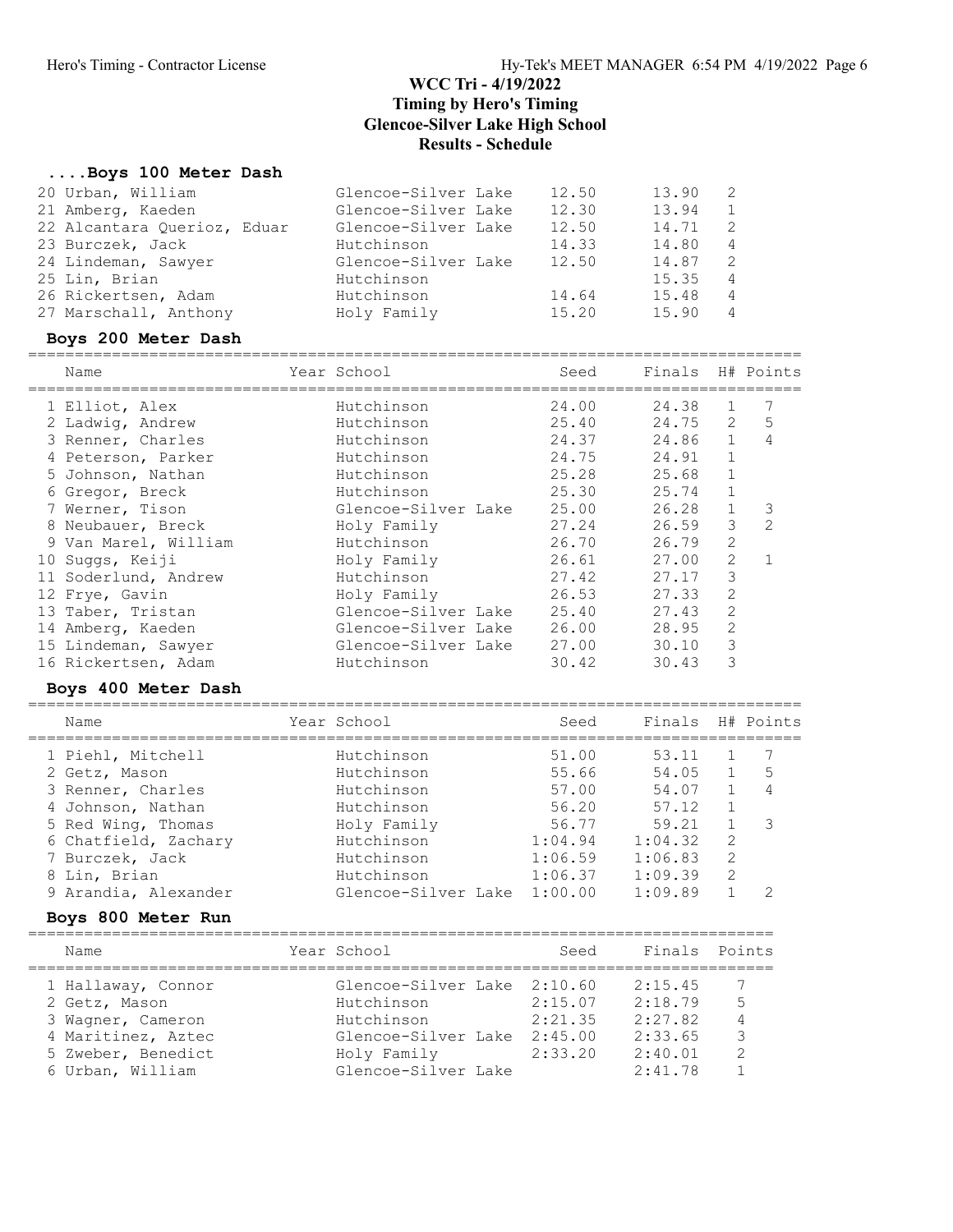# WCC Tri - 4/19/2022
## Timing by Hero's Timing
## Glencoe-Silver Lake High School
## Results - Schedule

### ....Boys 100 Meter Dash

| Place | Name | Year | School | Seed | Finals | H# | Points |
|---|---|---|---|---|---|---|---|
| 20 | Urban, William | | Glencoe-Silver Lake | 12.50 | 13.90 | 2 | |
| 21 | Amberg, Kaeden | | Glencoe-Silver Lake | 12.30 | 13.94 | 1 | |
| 22 | Alcantara Querioz, Eduar | | Glencoe-Silver Lake | 12.50 | 14.71 | 2 | |
| 23 | Burczek, Jack | | Hutchinson | 14.33 | 14.80 | 4 | |
| 24 | Lindeman, Sawyer | | Glencoe-Silver Lake | 12.50 | 14.87 | 2 | |
| 25 | Lin, Brian | | Hutchinson | | 15.35 | 4 | |
| 26 | Rickertsen, Adam | | Hutchinson | 14.64 | 15.48 | 4 | |
| 27 | Marschall, Anthony | | Holy Family | 15.20 | 15.90 | 4 | |

### Boys 200 Meter Dash

| Place | Name | Year | School | Seed | Finals | H# | Points |
|---|---|---|---|---|---|---|---|
| 1 | Elliot, Alex | | Hutchinson | 24.00 | 24.38 | 1 | 7 |
| 2 | Ladwig, Andrew | | Hutchinson | 25.40 | 24.75 | 2 | 5 |
| 3 | Renner, Charles | | Hutchinson | 24.37 | 24.86 | 1 | 4 |
| 4 | Peterson, Parker | | Hutchinson | 24.75 | 24.91 | 1 | |
| 5 | Johnson, Nathan | | Hutchinson | 25.28 | 25.68 | 1 | |
| 6 | Gregor, Breck | | Hutchinson | 25.30 | 25.74 | 1 | |
| 7 | Werner, Tison | | Glencoe-Silver Lake | 25.00 | 26.28 | 1 | 3 |
| 8 | Neubauer, Breck | | Holy Family | 27.24 | 26.59 | 3 | 2 |
| 9 | Van Marel, William | | Hutchinson | 26.70 | 26.79 | 2 | |
| 10 | Suggs, Keiji | | Holy Family | 26.61 | 27.00 | 2 | 1 |
| 11 | Soderlund, Andrew | | Hutchinson | 27.42 | 27.17 | 3 | |
| 12 | Frye, Gavin | | Holy Family | 26.53 | 27.33 | 2 | |
| 13 | Taber, Tristan | | Glencoe-Silver Lake | 25.40 | 27.43 | 2 | |
| 14 | Amberg, Kaeden | | Glencoe-Silver Lake | 26.00 | 28.95 | 2 | |
| 15 | Lindeman, Sawyer | | Glencoe-Silver Lake | 27.00 | 30.10 | 3 | |
| 16 | Rickertsen, Adam | | Hutchinson | 30.42 | 30.43 | 3 | |

### Boys 400 Meter Dash

| Place | Name | Year | School | Seed | Finals | H# | Points |
|---|---|---|---|---|---|---|---|
| 1 | Piehl, Mitchell | | Hutchinson | 51.00 | 53.11 | 1 | 7 |
| 2 | Getz, Mason | | Hutchinson | 55.66 | 54.05 | 1 | 5 |
| 3 | Renner, Charles | | Hutchinson | 57.00 | 54.07 | 1 | 4 |
| 4 | Johnson, Nathan | | Hutchinson | 56.20 | 57.12 | 1 | |
| 5 | Red Wing, Thomas | | Holy Family | 56.77 | 59.21 | 1 | 3 |
| 6 | Chatfield, Zachary | | Hutchinson | 1:04.94 | 1:04.32 | 2 | |
| 7 | Burczek, Jack | | Hutchinson | 1:06.59 | 1:06.83 | 2 | |
| 8 | Lin, Brian | | Hutchinson | 1:06.37 | 1:09.39 | 2 | |
| 9 | Arandia, Alexander | | Glencoe-Silver Lake | 1:00.00 | 1:09.89 | 1 | 2 |

### Boys 800 Meter Run

| Place | Name | Year | School | Seed | Finals | Points |
|---|---|---|---|---|---|---|
| 1 | Hallaway, Connor | | Glencoe-Silver Lake | 2:10.60 | 2:15.45 | 7 |
| 2 | Getz, Mason | | Hutchinson | 2:15.07 | 2:18.79 | 5 |
| 3 | Wagner, Cameron | | Hutchinson | 2:21.35 | 2:27.82 | 4 |
| 4 | Maritinez, Aztec | | Glencoe-Silver Lake | 2:45.00 | 2:33.65 | 3 |
| 5 | Zweber, Benedict | | Holy Family | 2:33.20 | 2:40.01 | 2 |
| 6 | Urban, William | | Glencoe-Silver Lake | | 2:41.78 | 1 |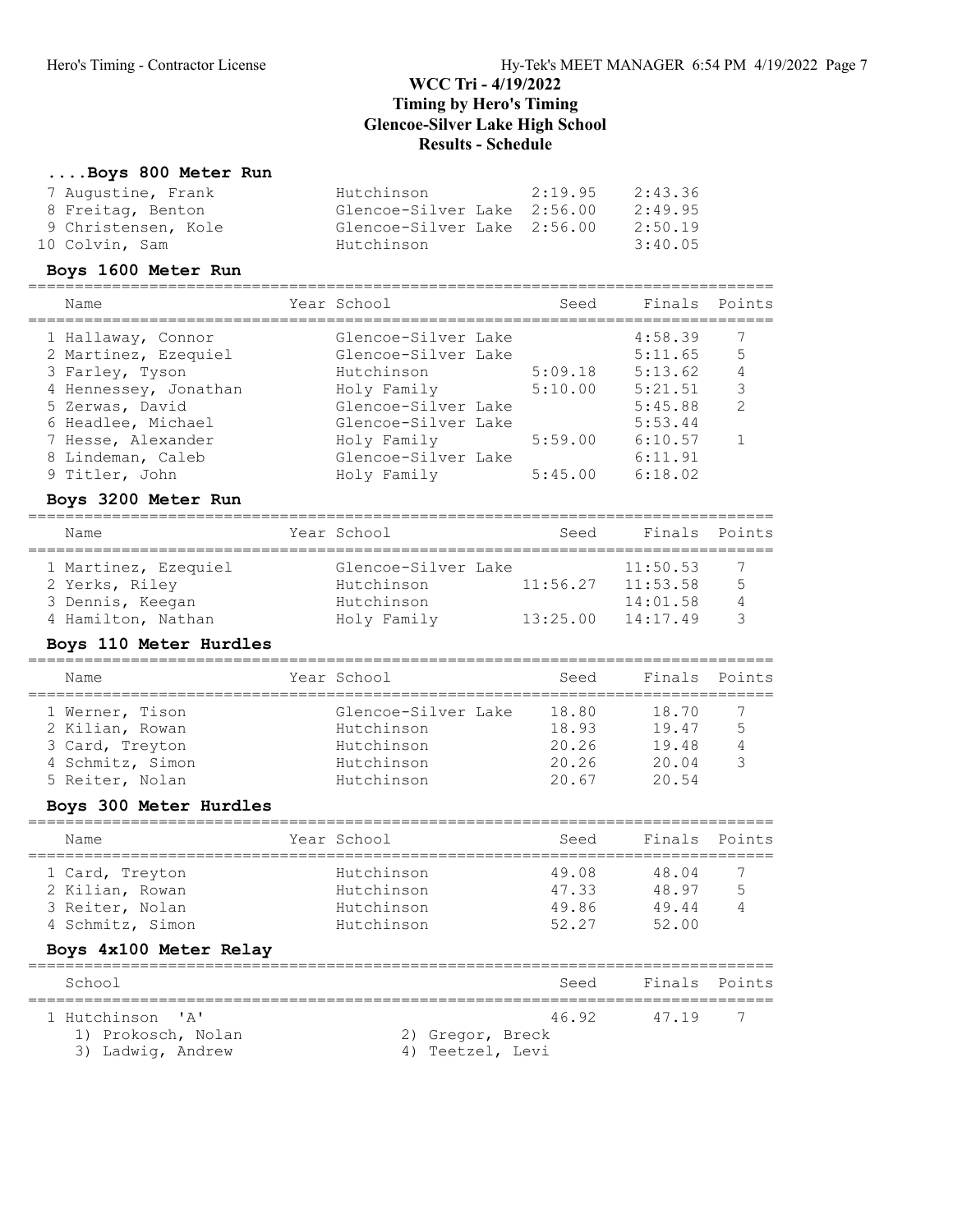# WCC Tri - 4/19/2022
## Timing by Hero's Timing
## Glencoe-Silver Lake High School
## Results - Schedule

### ....Boys 800 Meter Run

| Name | Year | School | Seed | Finals | Points |
|---|---|---|---|---|---|
| 7 Augustine, Frank | | Hutchinson | 2:19.95 | 2:43.36 | |
| 8 Freitag, Benton | | Glencoe-Silver Lake | 2:56.00 | 2:49.95 | |
| 9 Christensen, Kole | | Glencoe-Silver Lake | 2:56.00 | 2:50.19 | |
| 10 Colvin, Sam | | Hutchinson | | 3:40.05 | |

### Boys 1600 Meter Run

| Name | Year | School | Seed | Finals | Points |
|---|---|---|---|---|---|
| 1 Hallaway, Connor | | Glencoe-Silver Lake | | 4:58.39 | 7 |
| 2 Martinez, Ezequiel | | Glencoe-Silver Lake | | 5:11.65 | 5 |
| 3 Farley, Tyson | | Hutchinson | 5:09.18 | 5:13.62 | 4 |
| 4 Hennessey, Jonathan | | Holy Family | 5:10.00 | 5:21.51 | 3 |
| 5 Zerwas, David | | Glencoe-Silver Lake | | 5:45.88 | 2 |
| 6 Headlee, Michael | | Glencoe-Silver Lake | | 5:53.44 | |
| 7 Hesse, Alexander | | Holy Family | 5:59.00 | 6:10.57 | 1 |
| 8 Lindeman, Caleb | | Glencoe-Silver Lake | | 6:11.91 | |
| 9 Titler, John | | Holy Family | 5:45.00 | 6:18.02 | |

### Boys 3200 Meter Run

| Name | Year | School | Seed | Finals | Points |
|---|---|---|---|---|---|
| 1 Martinez, Ezequiel | | Glencoe-Silver Lake | | 11:50.53 | 7 |
| 2 Yerks, Riley | | Hutchinson | 11:56.27 | 11:53.58 | 5 |
| 3 Dennis, Keegan | | Hutchinson | | 14:01.58 | 4 |
| 4 Hamilton, Nathan | | Holy Family | 13:25.00 | 14:17.49 | 3 |

### Boys 110 Meter Hurdles

| Name | Year | School | Seed | Finals | Points |
|---|---|---|---|---|---|
| 1 Werner, Tison | | Glencoe-Silver Lake | 18.80 | 18.70 | 7 |
| 2 Kilian, Rowan | | Hutchinson | 18.93 | 19.47 | 5 |
| 3 Card, Treyton | | Hutchinson | 20.26 | 19.48 | 4 |
| 4 Schmitz, Simon | | Hutchinson | 20.26 | 20.04 | 3 |
| 5 Reiter, Nolan | | Hutchinson | 20.67 | 20.54 | |

### Boys 300 Meter Hurdles

| Name | Year | School | Seed | Finals | Points |
|---|---|---|---|---|---|
| 1 Card, Treyton | | Hutchinson | 49.08 | 48.04 | 7 |
| 2 Kilian, Rowan | | Hutchinson | 47.33 | 48.97 | 5 |
| 3 Reiter, Nolan | | Hutchinson | 49.86 | 49.44 | 4 |
| 4 Schmitz, Simon | | Hutchinson | 52.27 | 52.00 | |

### Boys 4x100 Meter Relay

| School | Seed | Finals | Points |
|---|---|---|---|
| 1 Hutchinson 'A' | 46.92 | 47.19 | 7 |

1) Prokosch, Nolan
2) Gregor, Breck
3) Ladwig, Andrew
4) Teetzel, Levi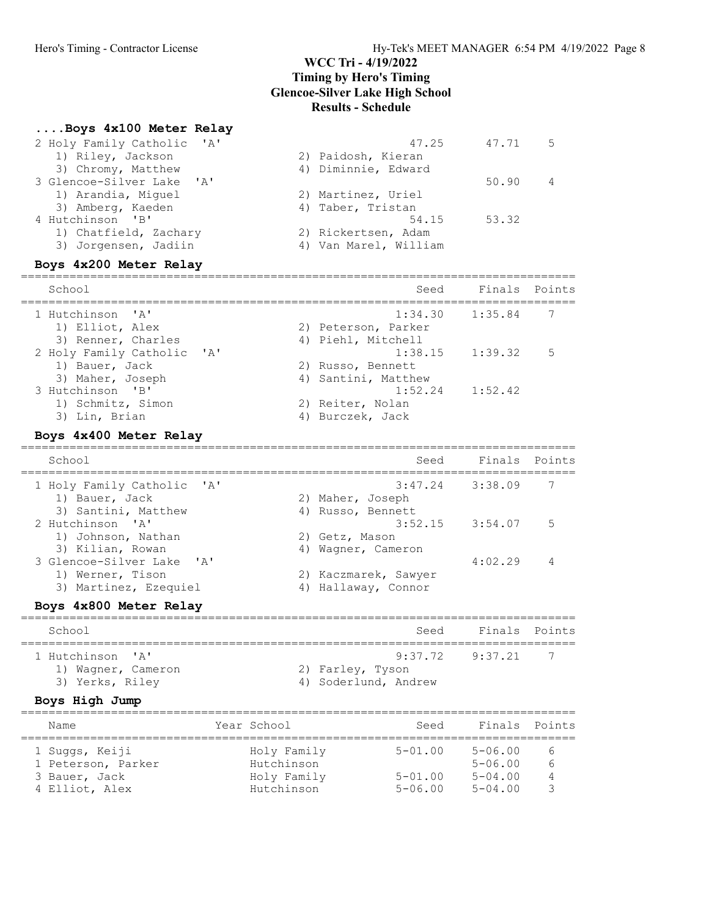# WCC Tri - 4/19/2022

**Timing by Hero's Timing**
**Glencoe-Silver Lake High School**
**Results - Schedule**

### ....Boys 4x100 Meter Relay

| School | Seed | Finals | Points |
|---|---|---|---|
| 2 Holy Family Catholic 'A' | 47.25 | 47.71 | 5 |
| 1) Riley, Jackson; 2) Paidosh, Kieran; 3) Chromy, Matthew; 4) Diminnie, Edward | | | |
| 3 Glencoe-Silver Lake 'A' | | 50.90 | 4 |
| 1) Arandia, Miguel; 2) Martinez, Uriel; 3) Amberg, Kaeden; 4) Taber, Tristan | | | |
| 4 Hutchinson 'B' | 54.15 | 53.32 | |
| 1) Chatfield, Zachary; 2) Rickertsen, Adam; 3) Jorgensen, Jadiin; 4) Van Marel, William | | | |

### Boys 4x200 Meter Relay

| School | Seed | Finals | Points |
|---|---|---|---|
| 1 Hutchinson 'A' | 1:34.30 | 1:35.84 | 7 |
| 1) Elliot, Alex; 2) Peterson, Parker; 3) Renner, Charles; 4) Piehl, Mitchell | | | |
| 2 Holy Family Catholic 'A' | 1:38.15 | 1:39.32 | 5 |
| 1) Bauer, Jack; 2) Russo, Bennett; 3) Maher, Joseph; 4) Santini, Matthew | | | |
| 3 Hutchinson 'B' | 1:52.24 | 1:52.42 | |
| 1) Schmitz, Simon; 2) Reiter, Nolan; 3) Lin, Brian; 4) Burczek, Jack | | | |

### Boys 4x400 Meter Relay

| School | Seed | Finals | Points |
|---|---|---|---|
| 1 Holy Family Catholic 'A' | 3:47.24 | 3:38.09 | 7 |
| 1) Bauer, Jack; 2) Maher, Joseph; 3) Santini, Matthew; 4) Russo, Bennett | | | |
| 2 Hutchinson 'A' | 3:52.15 | 3:54.07 | 5 |
| 1) Johnson, Nathan; 2) Getz, Mason; 3) Kilian, Rowan; 4) Wagner, Cameron | | | |
| 3 Glencoe-Silver Lake 'A' | | 4:02.29 | 4 |
| 1) Werner, Tison; 2) Kaczmarek, Sawyer; 3) Martinez, Ezequiel; 4) Hallaway, Connor | | | |

### Boys 4x800 Meter Relay

| School | Seed | Finals | Points |
|---|---|---|---|
| 1 Hutchinson 'A' | 9:37.72 | 9:37.21 | 7 |
| 1) Wagner, Cameron; 2) Farley, Tyson; 3) Yerks, Riley; 4) Soderlund, Andrew | | | |

### Boys High Jump

| Name | Year | School | Seed | Finals | Points |
|---|---|---|---|---|---|
| 1 Suggs, Keiji | | Holy Family | 5-01.00 | 5-06.00 | 6 |
| 1 Peterson, Parker | | Hutchinson | | 5-06.00 | 6 |
| 3 Bauer, Jack | | Holy Family | 5-01.00 | 5-04.00 | 4 |
| 4 Elliot, Alex | | Hutchinson | 5-06.00 | 5-04.00 | 3 |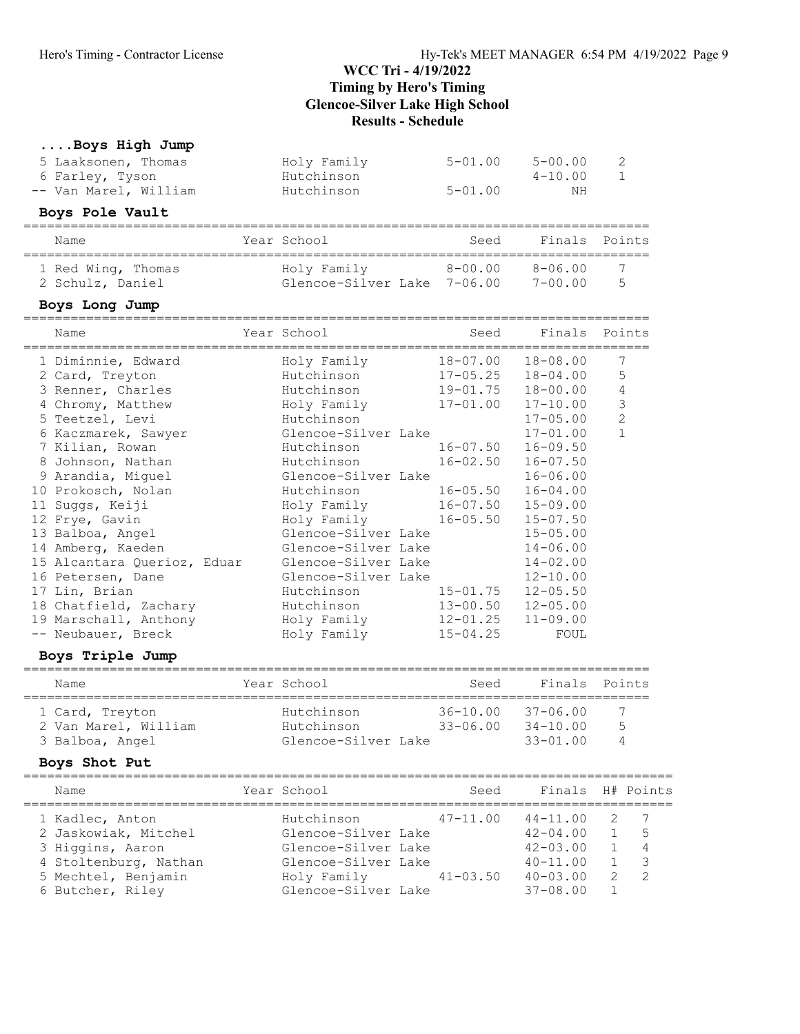# WCC Tri - 4/19/2022
## Timing by Hero's Timing
## Glencoe-Silver Lake High School
## Results - Schedule

### ....Boys High Jump

| Name | Year | School | Seed | Finals | Points |
|---|---|---|---|---|---|
| 5 Laaksonen, Thomas | | Holy Family | 5-01.00 | 5-00.00 | 2 |
| 6 Farley, Tyson | | Hutchinson | | 4-10.00 | 1 |
| -- Van Marel, William | | Hutchinson | 5-01.00 | NH | |

### Boys Pole Vault

| Name | Year | School | Seed | Finals | Points |
|---|---|---|---|---|---|
| 1 Red Wing, Thomas | | Holy Family | 8-00.00 | 8-06.00 | 7 |
| 2 Schulz, Daniel | | Glencoe-Silver Lake | 7-06.00 | 7-00.00 | 5 |

### Boys Long Jump

| Name | Year | School | Seed | Finals | Points |
|---|---|---|---|---|---|
| 1 Diminnie, Edward | | Holy Family | 18-07.00 | 18-08.00 | 7 |
| 2 Card, Treyton | | Hutchinson | 17-05.25 | 18-04.00 | 5 |
| 3 Renner, Charles | | Hutchinson | 19-01.75 | 18-00.00 | 4 |
| 4 Chromy, Matthew | | Holy Family | 17-01.00 | 17-10.00 | 3 |
| 5 Teetzel, Levi | | Hutchinson | | 17-05.00 | 2 |
| 6 Kaczmarek, Sawyer | | Glencoe-Silver Lake | | 17-01.00 | 1 |
| 7 Kilian, Rowan | | Hutchinson | 16-07.50 | 16-09.50 | |
| 8 Johnson, Nathan | | Hutchinson | 16-02.50 | 16-07.50 | |
| 9 Arandia, Miguel | | Glencoe-Silver Lake | | 16-06.00 | |
| 10 Prokosch, Nolan | | Hutchinson | 16-05.50 | 16-04.00 | |
| 11 Suggs, Keiji | | Holy Family | 16-07.50 | 15-09.00 | |
| 12 Frye, Gavin | | Holy Family | 16-05.50 | 15-07.50 | |
| 13 Balboa, Angel | | Glencoe-Silver Lake | | 15-05.00 | |
| 14 Amberg, Kaeden | | Glencoe-Silver Lake | | 14-06.00 | |
| 15 Alcantara Querioz, Eduar | | Glencoe-Silver Lake | | 14-02.00 | |
| 16 Petersen, Dane | | Glencoe-Silver Lake | | 12-10.00 | |
| 17 Lin, Brian | | Hutchinson | 15-01.75 | 12-05.50 | |
| 18 Chatfield, Zachary | | Hutchinson | 13-00.50 | 12-05.00 | |
| 19 Marschall, Anthony | | Holy Family | 12-01.25 | 11-09.00 | |
| -- Neubauer, Breck | | Holy Family | 15-04.25 | FOUL | |

### Boys Triple Jump

| Name | Year | School | Seed | Finals | Points |
|---|---|---|---|---|---|
| 1 Card, Treyton | | Hutchinson | 36-10.00 | 37-06.00 | 7 |
| 2 Van Marel, William | | Hutchinson | 33-06.00 | 34-10.00 | 5 |
| 3 Balboa, Angel | | Glencoe-Silver Lake | | 33-01.00 | 4 |

### Boys Shot Put

| Name | Year | School | Seed | Finals | H# | Points |
|---|---|---|---|---|---|---|
| 1 Kadlec, Anton | | Hutchinson | 47-11.00 | 44-11.00 | 2 | 7 |
| 2 Jaskowiak, Mitchel | | Glencoe-Silver Lake | | 42-04.00 | 1 | 5 |
| 3 Higgins, Aaron | | Glencoe-Silver Lake | | 42-03.00 | 1 | 4 |
| 4 Stoltenburg, Nathan | | Glencoe-Silver Lake | | 40-11.00 | 1 | 3 |
| 5 Mechtel, Benjamin | | Holy Family | 41-03.50 | 40-03.00 | 2 | 2 |
| 6 Butcher, Riley | | Glencoe-Silver Lake | | 37-08.00 | 1 | |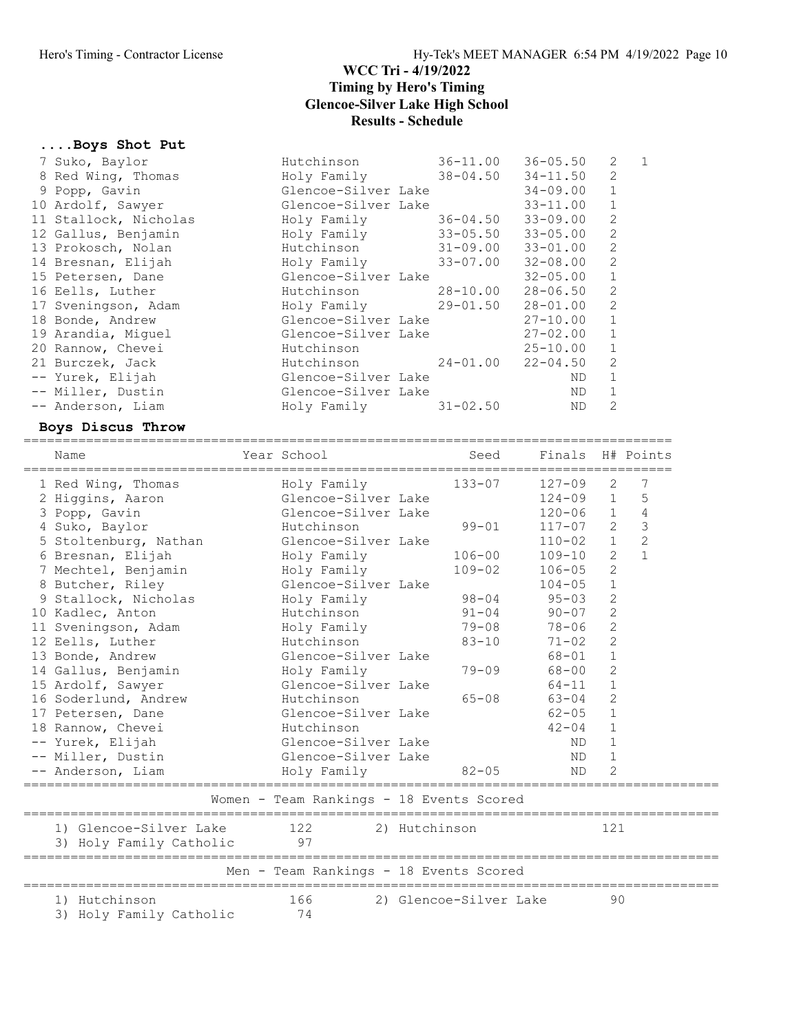# WCC Tri - 4/19/2022

**Timing by Hero's Timing**
**Glencoe-Silver Lake High School**
**Results - Schedule**

## ....Boys Shot Put

| | | | | | |
|---|---|---|---|---|---|
| 7 Suko, Baylor | Hutchinson | 36-11.00 | 36-05.50 | 2 | 1 |
| 8 Red Wing, Thomas | Holy Family | 38-04.50 | 34-11.50 | 2 | |
| 9 Popp, Gavin | Glencoe-Silver Lake | | 34-09.00 | 1 | |
| 10 Ardolf, Sawyer | Glencoe-Silver Lake | | 33-11.00 | 1 | |
| 11 Stallock, Nicholas | Holy Family | 36-04.50 | 33-09.00 | 2 | |
| 12 Gallus, Benjamin | Holy Family | 33-05.50 | 33-05.00 | 2 | |
| 13 Prokosch, Nolan | Hutchinson | 31-09.00 | 33-01.00 | 2 | |
| 14 Bresnan, Elijah | Holy Family | 33-07.00 | 32-08.00 | 2 | |
| 15 Petersen, Dane | Glencoe-Silver Lake | | 32-05.00 | 1 | |
| 16 Eells, Luther | Hutchinson | 28-10.00 | 28-06.50 | 2 | |
| 17 Sveningson, Adam | Holy Family | 29-01.50 | 28-01.00 | 2 | |
| 18 Bonde, Andrew | Glencoe-Silver Lake | | 27-10.00 | 1 | |
| 19 Arandia, Miguel | Glencoe-Silver Lake | | 27-02.00 | 1 | |
| 20 Rannow, Chevei | Hutchinson | | 25-10.00 | 1 | |
| 21 Burczek, Jack | Hutchinson | 24-01.00 | 22-04.50 | 2 | |
| -- Yurek, Elijah | Glencoe-Silver Lake | | ND | 1 | |
| -- Miller, Dustin | Glencoe-Silver Lake | | ND | 1 | |
| -- Anderson, Liam | Holy Family | 31-02.50 | ND | 2 | |

## Boys Discus Throw

| Name | Year School | Seed | Finals | H# | Points |
|---|---|---|---|---|---|
| 1 Red Wing, Thomas | Holy Family | 133-07 | 127-09 | 2 | 7 |
| 2 Higgins, Aaron | Glencoe-Silver Lake | | 124-09 | 1 | 5 |
| 3 Popp, Gavin | Glencoe-Silver Lake | | 120-06 | 1 | 4 |
| 4 Suko, Baylor | Hutchinson | 99-01 | 117-07 | 2 | 3 |
| 5 Stoltenburg, Nathan | Glencoe-Silver Lake | | 110-02 | 1 | 2 |
| 6 Bresnan, Elijah | Holy Family | 106-00 | 109-10 | 2 | 1 |
| 7 Mechtel, Benjamin | Holy Family | 109-02 | 106-05 | 2 | |
| 8 Butcher, Riley | Glencoe-Silver Lake | | 104-05 | 1 | |
| 9 Stallock, Nicholas | Holy Family | 98-04 | 95-03 | 2 | |
| 10 Kadlec, Anton | Hutchinson | 91-04 | 90-07 | 2 | |
| 11 Sveningson, Adam | Holy Family | 79-08 | 78-06 | 2 | |
| 12 Eells, Luther | Hutchinson | 83-10 | 71-02 | 2 | |
| 13 Bonde, Andrew | Glencoe-Silver Lake | | 68-01 | 1 | |
| 14 Gallus, Benjamin | Holy Family | 79-09 | 68-00 | 2 | |
| 15 Ardolf, Sawyer | Glencoe-Silver Lake | | 64-11 | 1 | |
| 16 Soderlund, Andrew | Hutchinson | 65-08 | 63-04 | 2 | |
| 17 Petersen, Dane | Glencoe-Silver Lake | | 62-05 | 1 | |
| 18 Rannow, Chevei | Hutchinson | | 42-04 | 1 | |
| -- Yurek, Elijah | Glencoe-Silver Lake | | ND | 1 | |
| -- Miller, Dustin | Glencoe-Silver Lake | | ND | 1 | |
| -- Anderson, Liam | Holy Family | 82-05 | ND | 2 | |

### Women - Team Rankings - 18 Events Scored

| | | | |
|---|---|---|---|
| 1) Glencoe-Silver Lake | 122 | 2) Hutchinson | 121 |
| 3) Holy Family Catholic | 97 | | |

### Men - Team Rankings - 18 Events Scored

| | | | |
|---|---|---|---|
| 1) Hutchinson | 166 | 2) Glencoe-Silver Lake | 90 |
| 3) Holy Family Catholic | 74 | | |